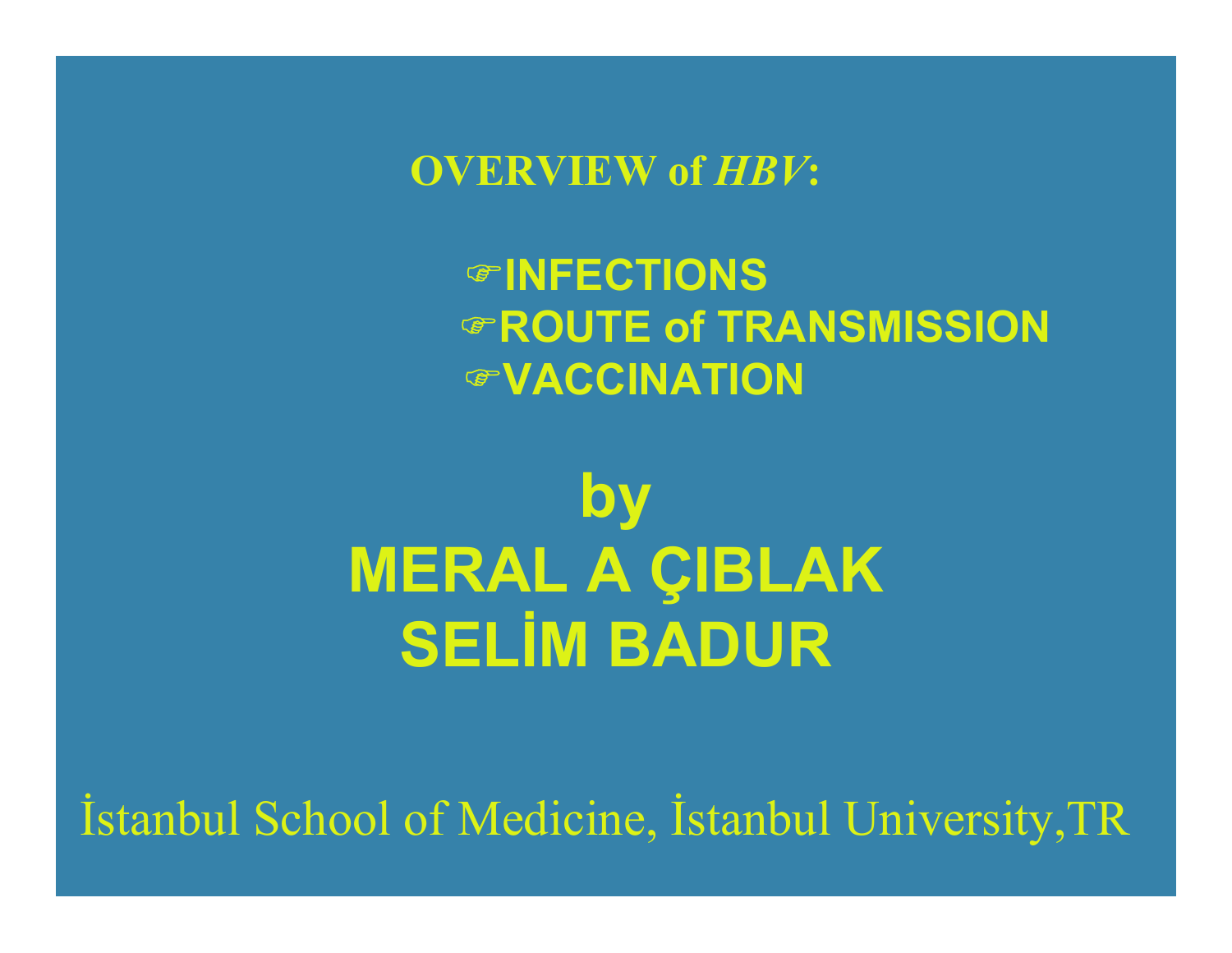# OVERVIEW of *HBV*:

- ☞**INFECTIONS**
- ☞**ROUTE of TRANSMISSION**
- ☞**VACCINATION**

## by
## MERAL A ÇIBLAK
## SELİM BADUR

İstanbul School of Medicine, İstanbul University,TR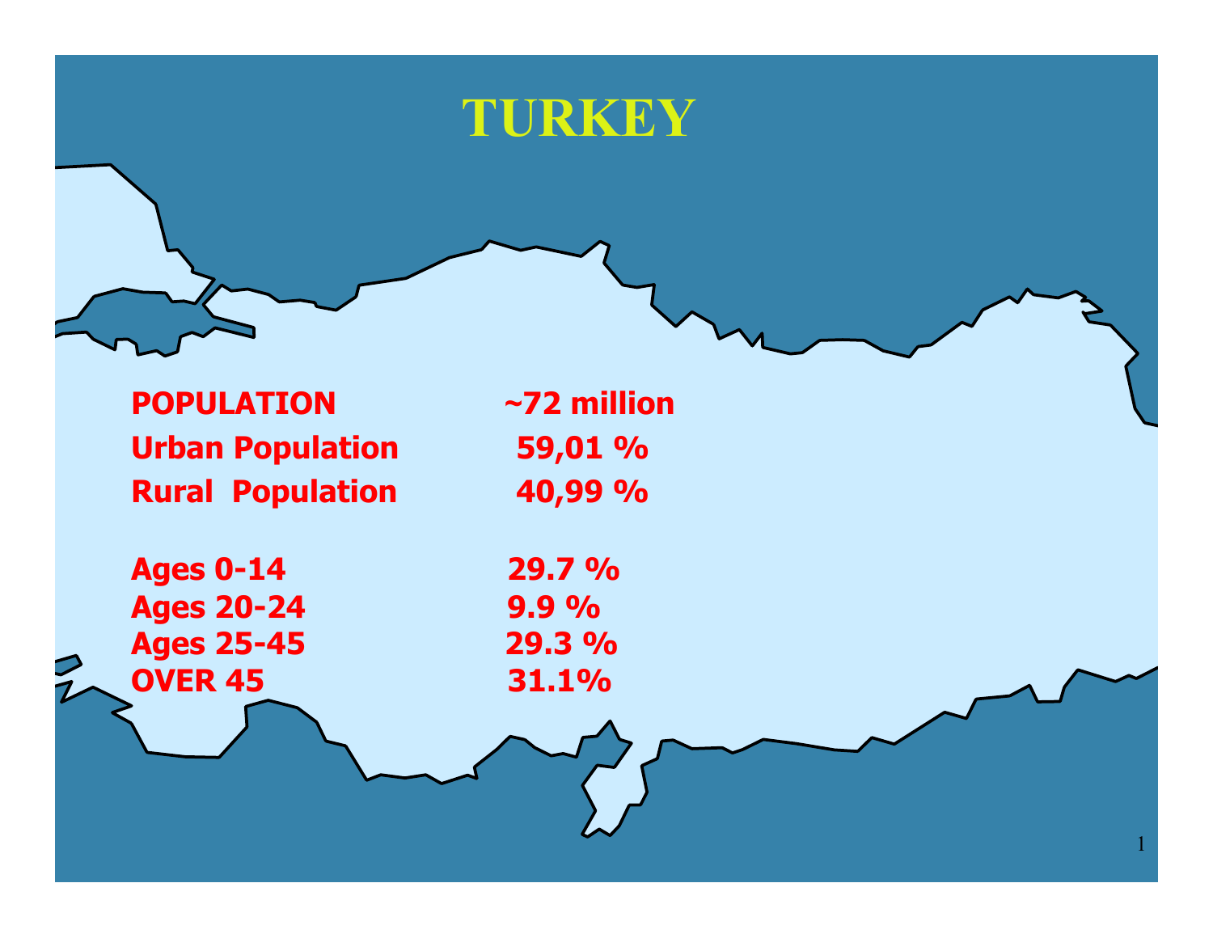# TURKEY

| | |
|---|---|
| **POPULATION** | **~72 million** |
| **Urban Population** | **59,01 %** |
| **Rural Population** | **40,99 %** |

| | |
|---|---|
| **Ages 0-14** | **29.7 %** |
| **Ages 20-24** | **9.9 %** |
| **Ages 25-45** | **29.3 %** |
| **OVER 45** | **31.1%** |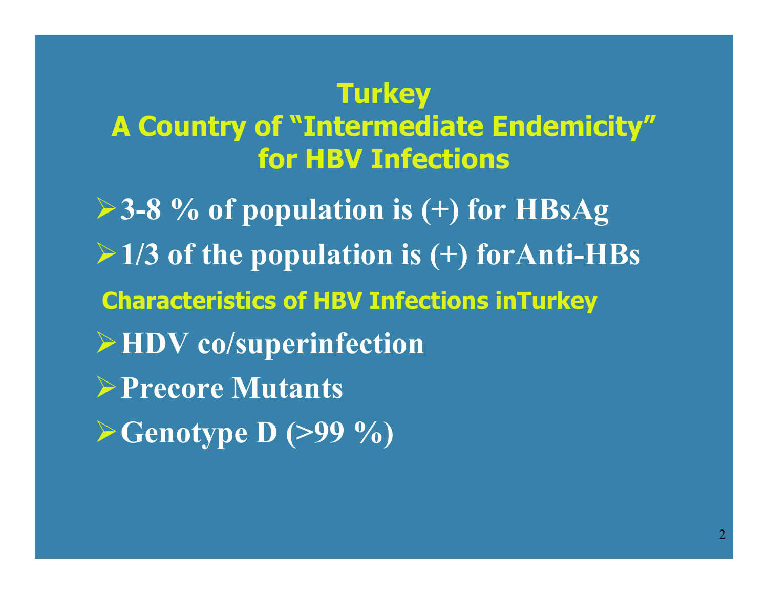# Turkey
# A Country of "Intermediate Endemicity" for HBV Infections

- **3-8 % of population is (+) for HBsAg**
- **1/3 of the population is (+) forAnti-HBs**

## Characteristics of HBV Infections inTurkey

- **HDV co/superinfection**
- **Precore Mutants**
- **Genotype D (>99 %)**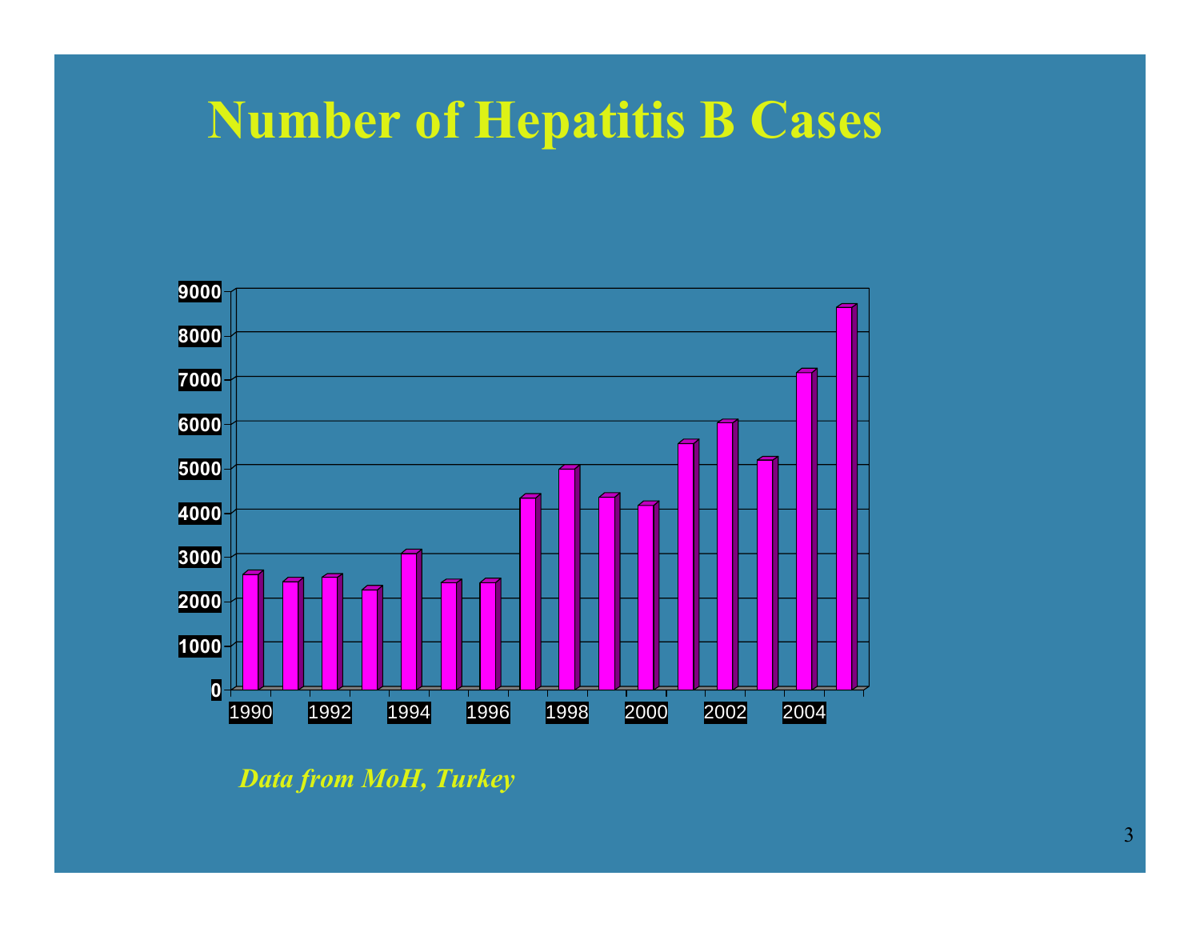# Number of Hepatitis B Cases

*Data from MoH, Turkey*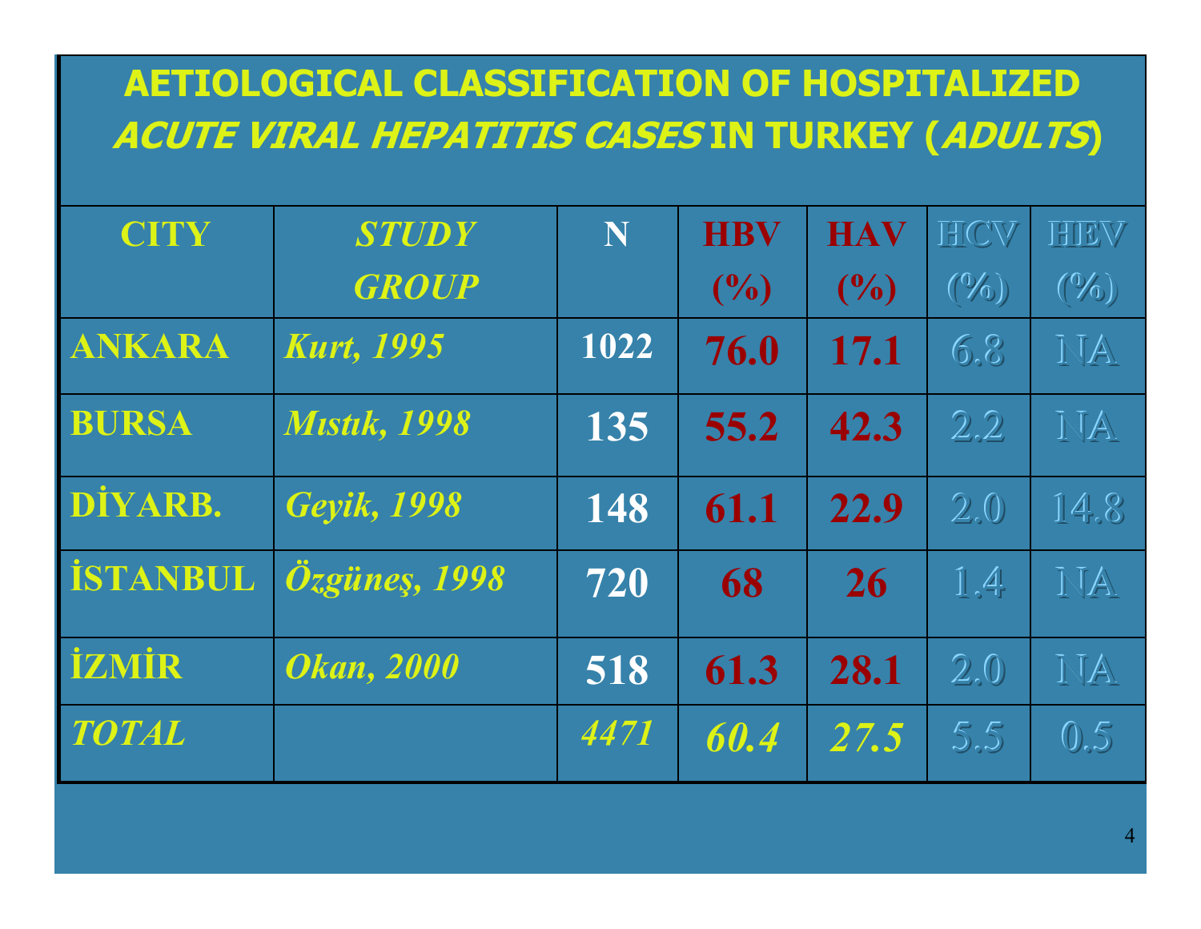# AETIOLOGICAL CLASSIFICATION OF HOSPITALIZED *ACUTE VIRAL HEPATITIS CASES* IN TURKEY (*ADULTS*)

| CITY | *STUDY GROUP* | N | HBV (%) | HAV (%) | HCV (%) | HEV (%) |
|---|---|---|---|---|---|---|
| ANKARA | *Kurt, 1995* | 1022 | 76.0 | 17.1 | 6.8 | NA |
| BURSA | *Mıstık, 1998* | 135 | 55.2 | 42.3 | 2.2 | NA |
| DİYARB. | *Geyik, 1998* | 148 | 61.1 | 22.9 | 2.0 | 14.8 |
| İSTANBUL | *Özgüneş, 1998* | 720 | 68 | 26 | 1.4 | NA |
| İZMİR | *Okan, 2000* | 518 | 61.3 | 28.1 | 2.0 | NA |
| *TOTAL* | | *4471* | *60.4* | *27.5* | 5.5 | 0.5 |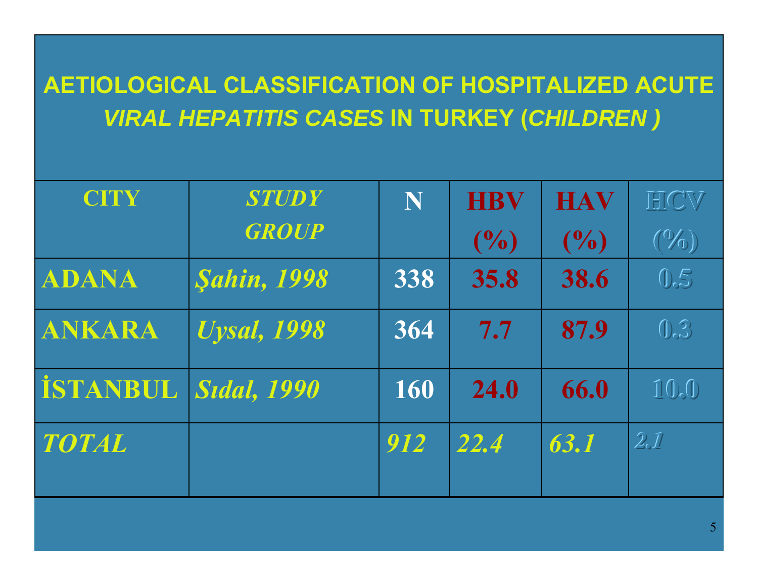# AETIOLOGICAL CLASSIFICATION OF HOSPITALIZED ACUTE *VIRAL HEPATITIS CASES* IN TURKEY (*CHILDREN* )

| CITY | *STUDY GROUP* | N | HBV (%) | HAV (%) | HCV (%) |
|---|---|---|---|---|---|
| **ADANA** | ***Şahin, 1998*** | **338** | **35.8** | **38.6** | **0.5** |
| **ANKARA** | ***Uysal, 1998*** | **364** | **7.7** | **87.9** | **0.3** |
| **İSTANBUL** | ***Sıdal, 1990*** | **160** | **24.0** | **66.0** | **10.0** |
| ***TOTAL*** | | ***912*** | ***22.4*** | ***63.1*** | ***2.1*** |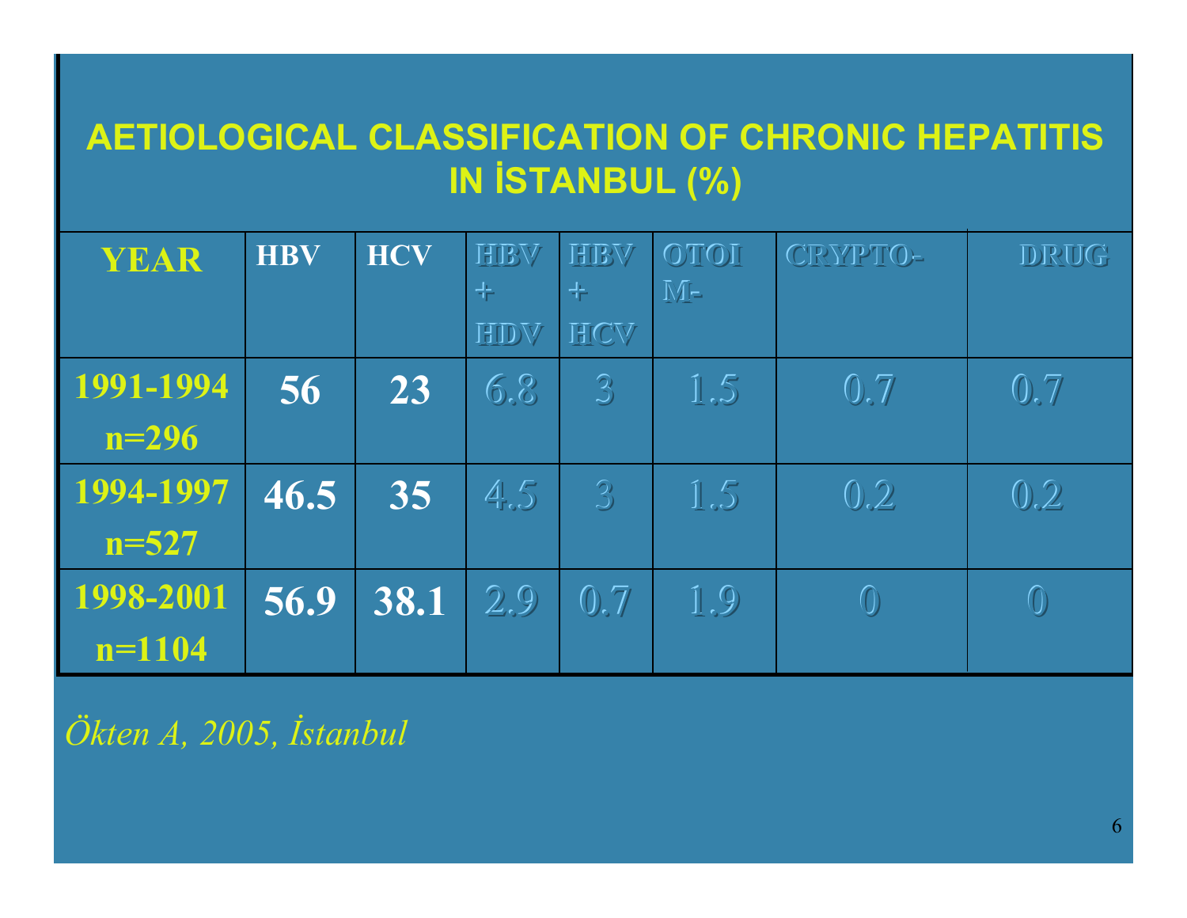# AETIOLOGICAL CLASSIFICATION OF CHRONIC HEPATITIS IN İSTANBUL (%)

| YEAR | HBV | HCV | HBV + HDV | HBV + HCV | OTOIM- | CRYPTO- | DRUG |
|---|---|---|---|---|---|---|---|
| 1991-1994 n=296 | 56 | 23 | 6.8 | 3 | 1.5 | 0.7 | 0.7 |
| 1994-1997 n=527 | 46.5 | 35 | 4.5 | 3 | 1.5 | 0.2 | 0.2 |
| 1998-2001 n=1104 | 56.9 | 38.1 | 2.9 | 0.7 | 1.9 | 0 | 0 |

*Ökten A, 2005, İstanbul*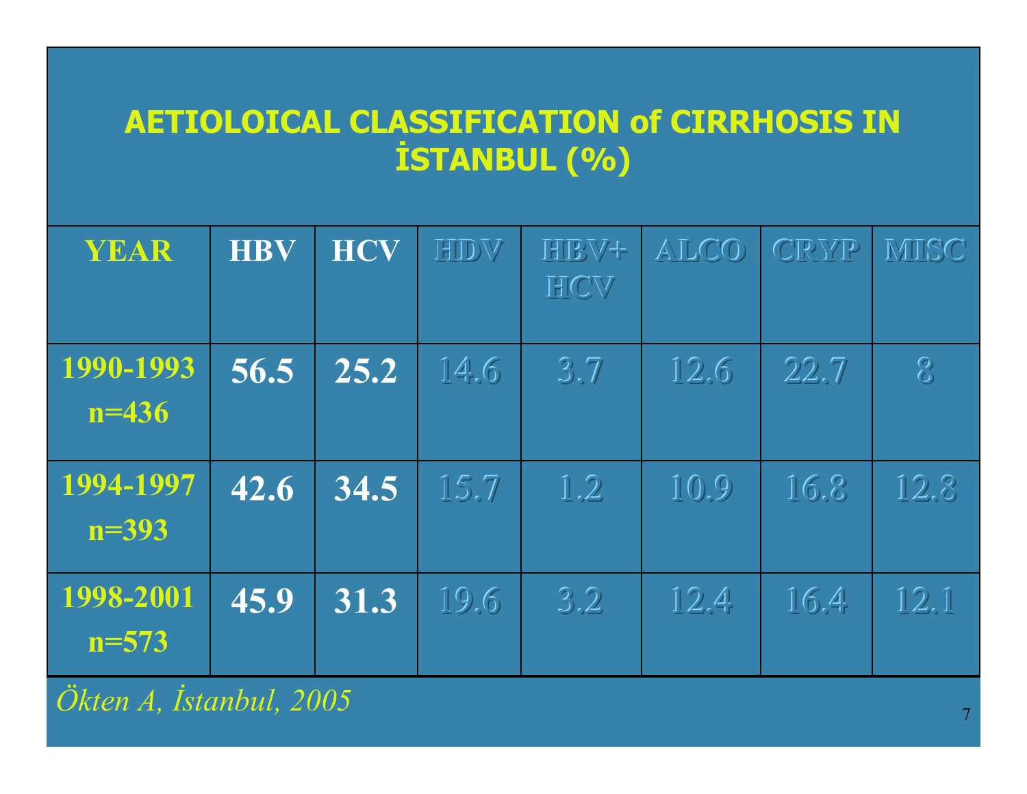# AETIOLOICAL CLASSIFICATION of CIRRHOSIS IN İSTANBUL (%)

| YEAR | HBV | HCV | HDV | HBV+ HCV | ALCO | CRYP | MISC |
|---|---|---|---|---|---|---|---|
| 1990-1993 n=436 | 56.5 | 25.2 | 14.6 | 3.7 | 12.6 | 22.7 | 8 |
| 1994-1997 n=393 | 42.6 | 34.5 | 15.7 | 1.2 | 10.9 | 16.8 | 12.8 |
| 1998-2001 n=573 | 45.9 | 31.3 | 19.6 | 3.2 | 12.4 | 16.4 | 12.1 |

*Ökten A, İstanbul, 2005*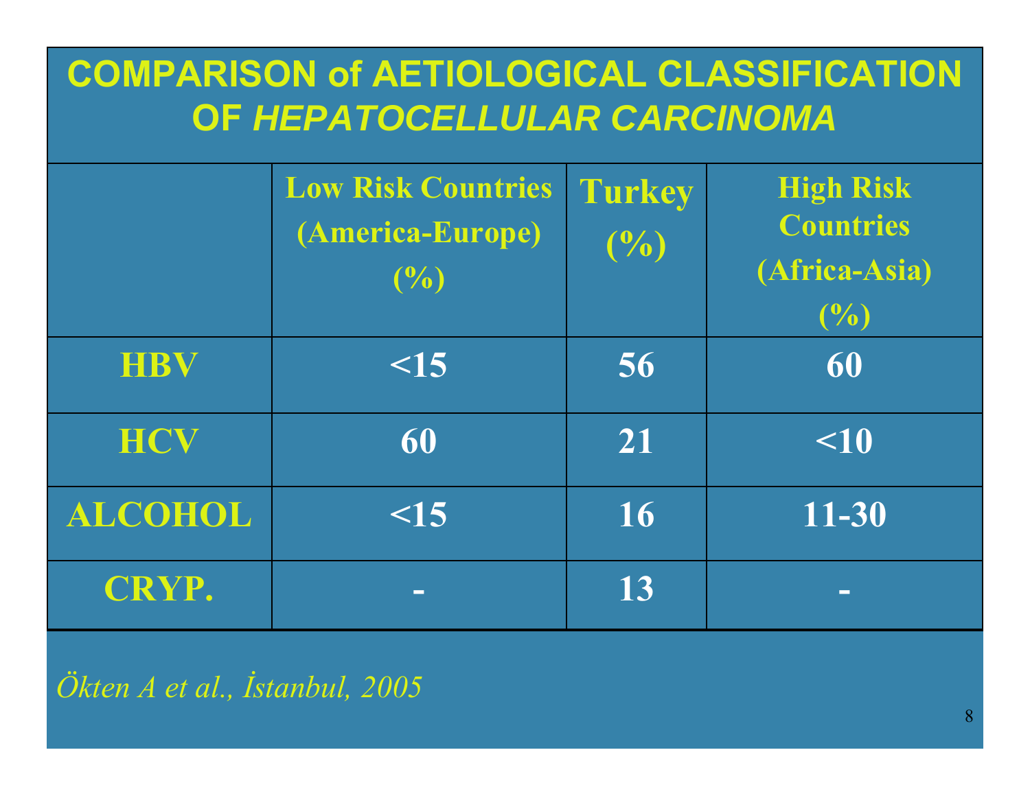# COMPARISON of AETIOLOGICAL CLASSIFICATION OF *HEPATOCELLULAR CARCINOMA*

| | Low Risk Countries (America-Europe) (%) | Turkey (%) | High Risk Countries (Africa-Asia) (%) |
|---|---|---|---|
| HBV | <15 | 56 | 60 |
| HCV | 60 | 21 | <10 |
| ALCOHOL | <15 | 16 | 11-30 |
| CRYP. | - | 13 | - |

*Ökten A et al., İstanbul, 2005*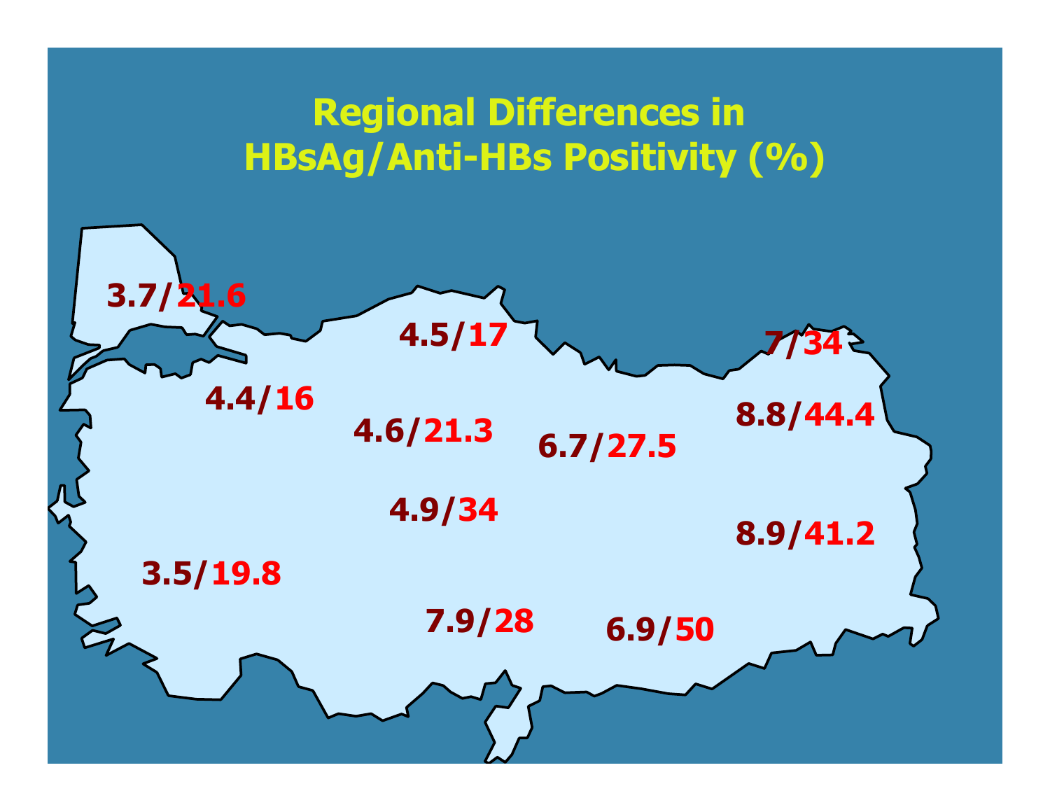# Regional Differences in HBsAg/Anti-HBs Positivity (%)

3.7/21.6

4.5/17

7/34

4.4/16

4.6/21.3

6.7/27.5

8.8/44.4

4.9/34

8.9/41.2

3.5/19.8

7.9/28

6.9/50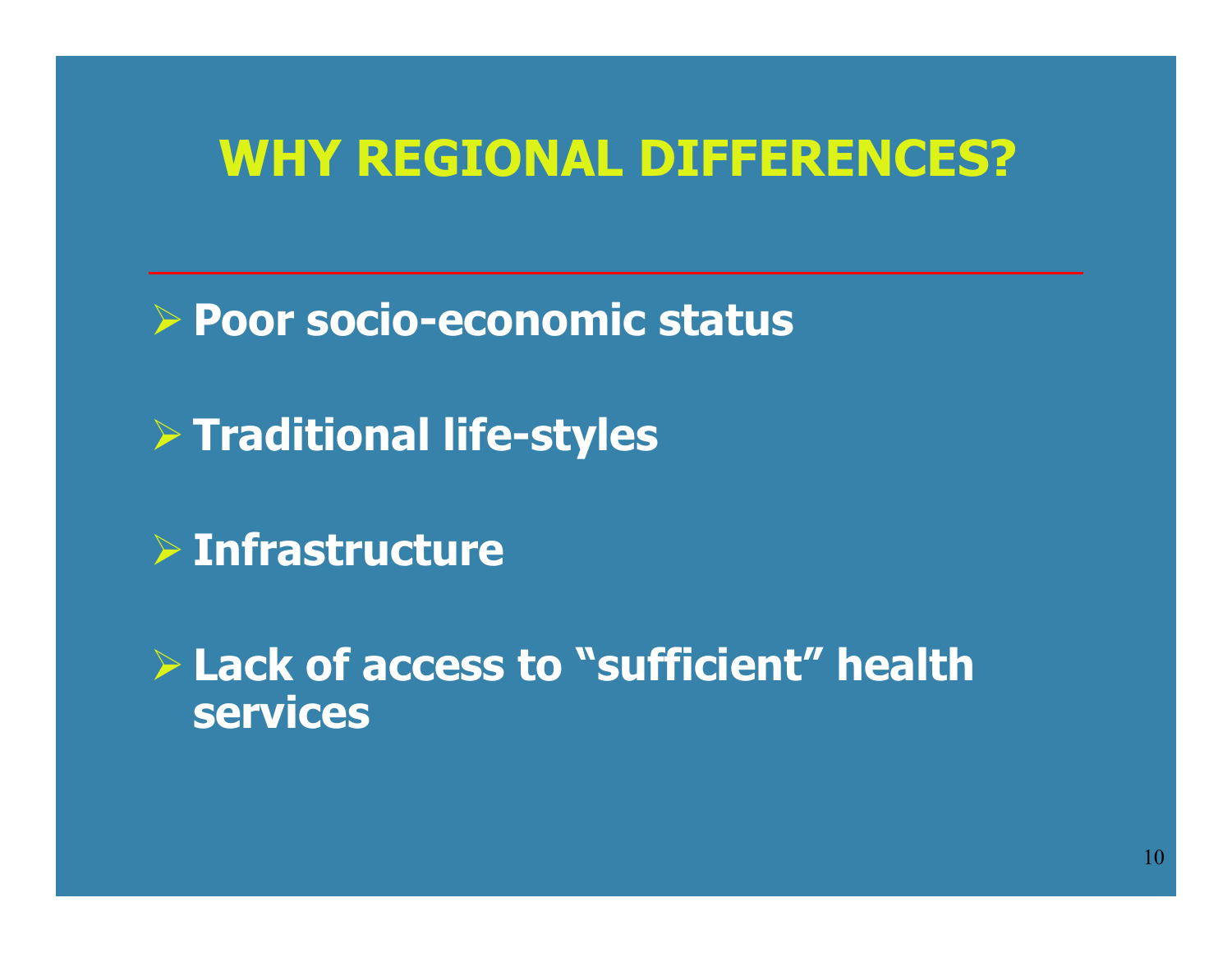# WHY REGIONAL DIFFERENCES?

- **Poor socio-economic status**
- **Traditional life-styles**
- **Infrastructure**
- **Lack of access to "sufficient" health services**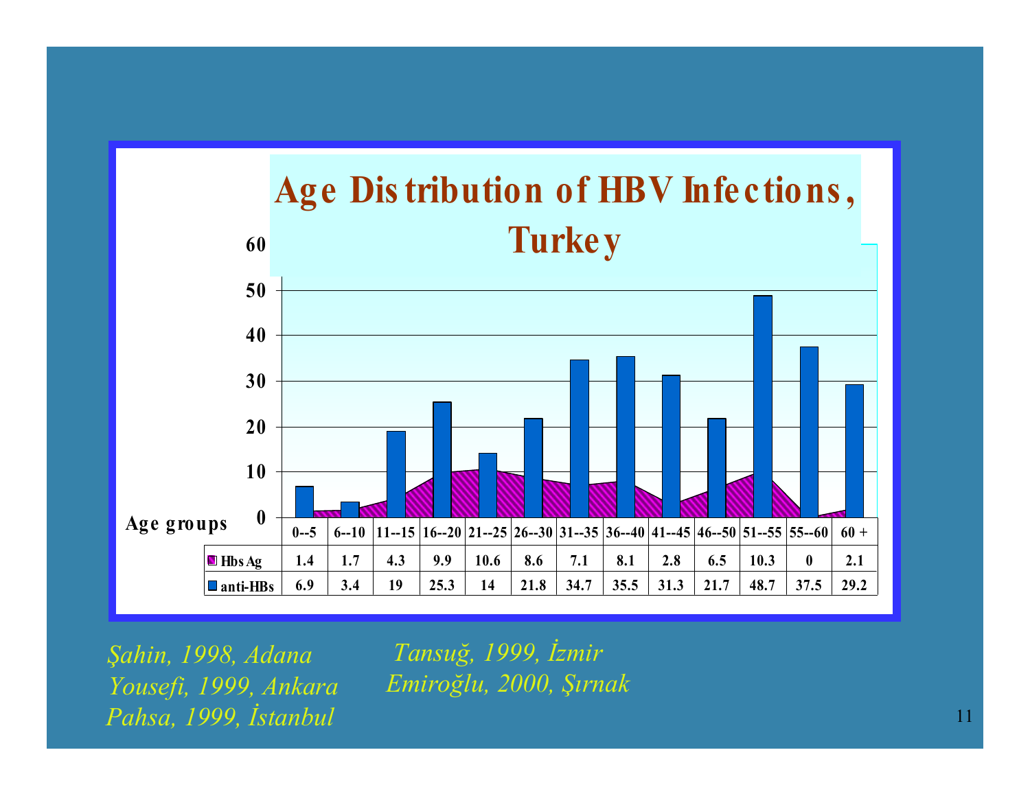# Age Distribution of HBV Infections, Turkey

| Age groups | 0--5 | 6--10 | 11--15 | 16--20 | 21--25 | 26--30 | 31--35 | 36--40 | 41--45 | 46--50 | 51--55 | 55--60 | 60 + |
|---|---|---|---|---|---|---|---|---|---|---|---|---|---|
| Hbs Ag | 1.4 | 1.7 | 4.3 | 9.9 | 10.6 | 8.6 | 7.1 | 8.1 | 2.8 | 6.5 | 10.3 | 0 | 2.1 |
| anti-HBs | 6.9 | 3.4 | 19 | 25.3 | 14 | 21.8 | 34.7 | 35.5 | 31.3 | 21.7 | 48.7 | 37.5 | 29.2 |

*Şahin, 1998, Adana*
*Yousefi, 1999, Ankara*
*Pahsa, 1999, İstanbul*
*Tansuğ, 1999, İzmir*
*Emiroğlu, 2000, Şırnak*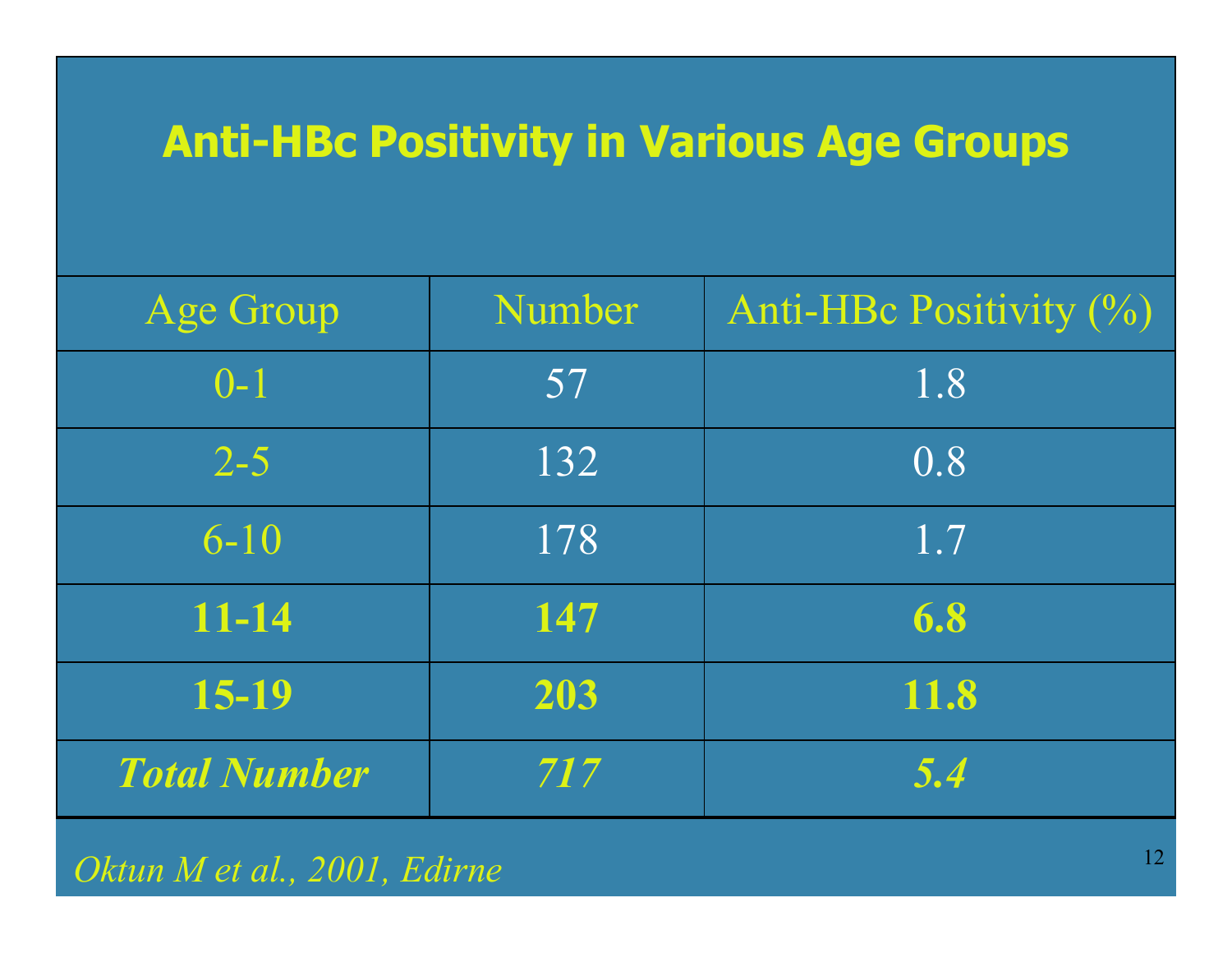# Anti-HBc Positivity in Various Age Groups

| Age Group | Number | Anti-HBc Positivity (%) |
|---|---|---|
| 0-1 | 57 | 1.8 |
| 2-5 | 132 | 0.8 |
| 6-10 | 178 | 1.7 |
| **11-14** | **147** | **6.8** |
| **15-19** | **203** | **11.8** |
| ***Total Number*** | ***717*** | ***5.4*** |

*Oktun M et al., 2001, Edirne*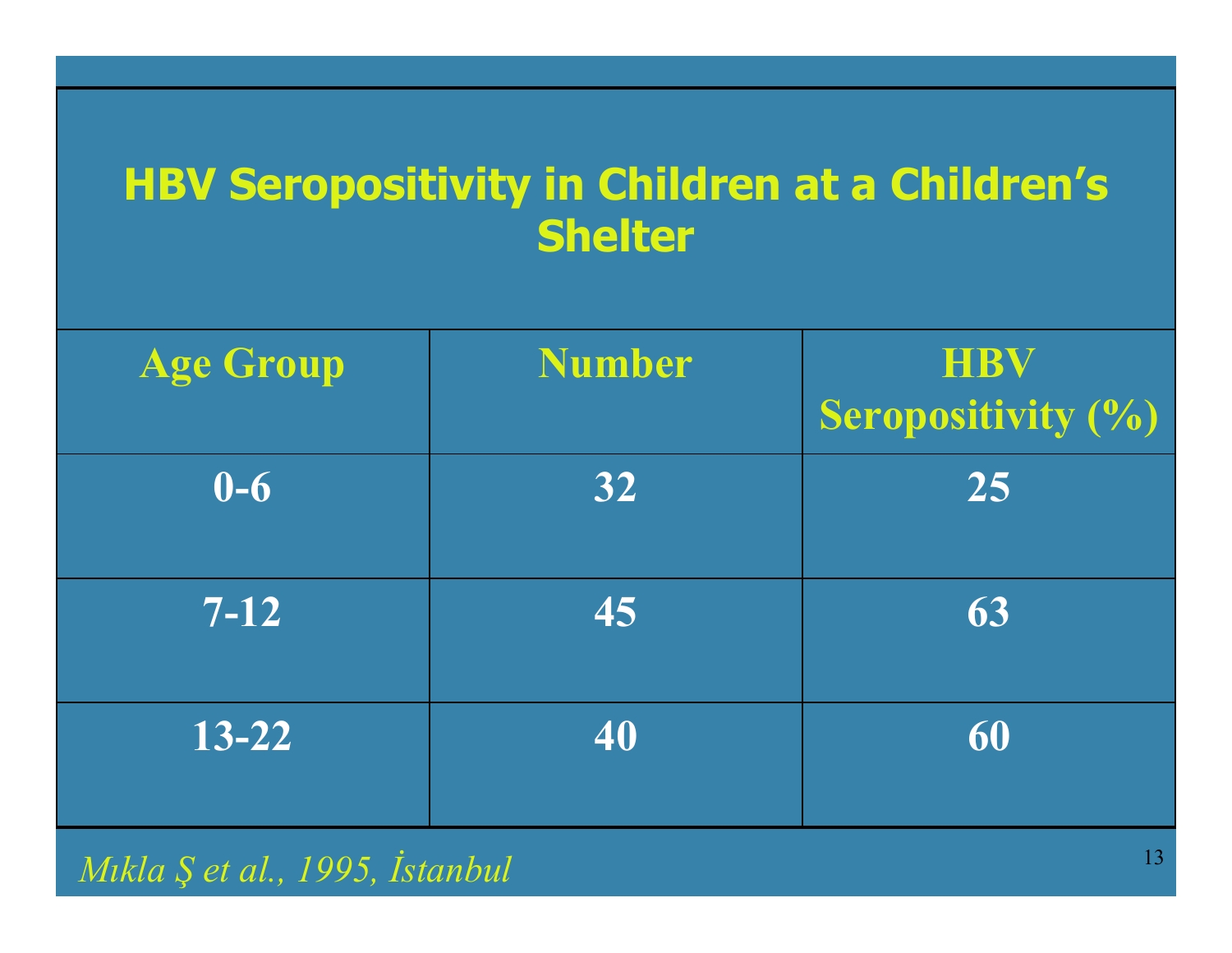# HBV Seropositivity in Children at a Children's Shelter

| Age Group | Number | HBV Seropositivity (%) |
|---|---|---|
| 0-6 | 32 | 25 |
| 7-12 | 45 | 63 |
| 13-22 | 40 | 60 |

*Mıkla Ş et al., 1995, İstanbul*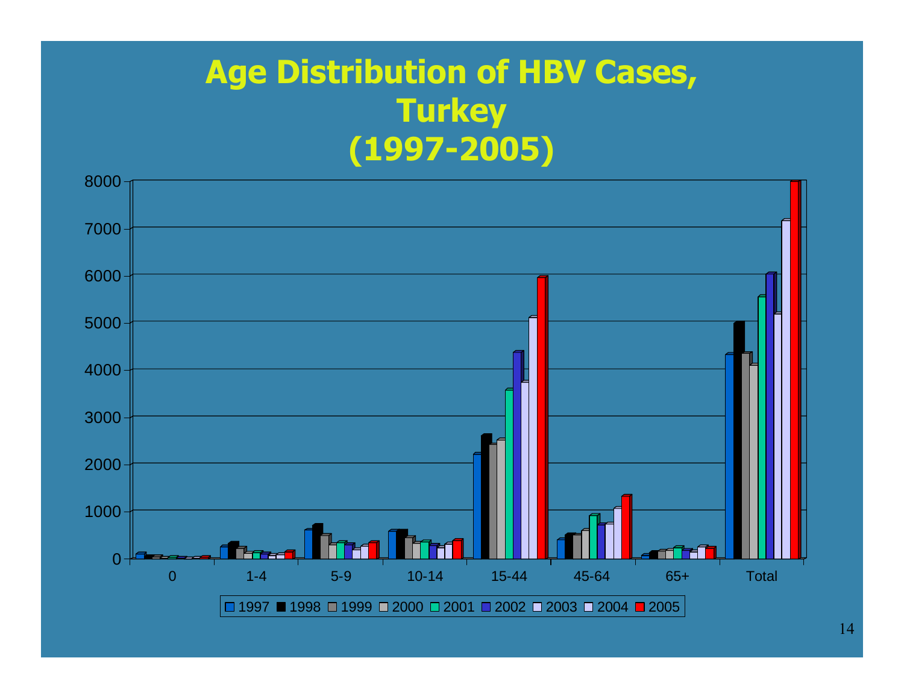# Age Distribution of HBV Cases, Turkey (1997-2005)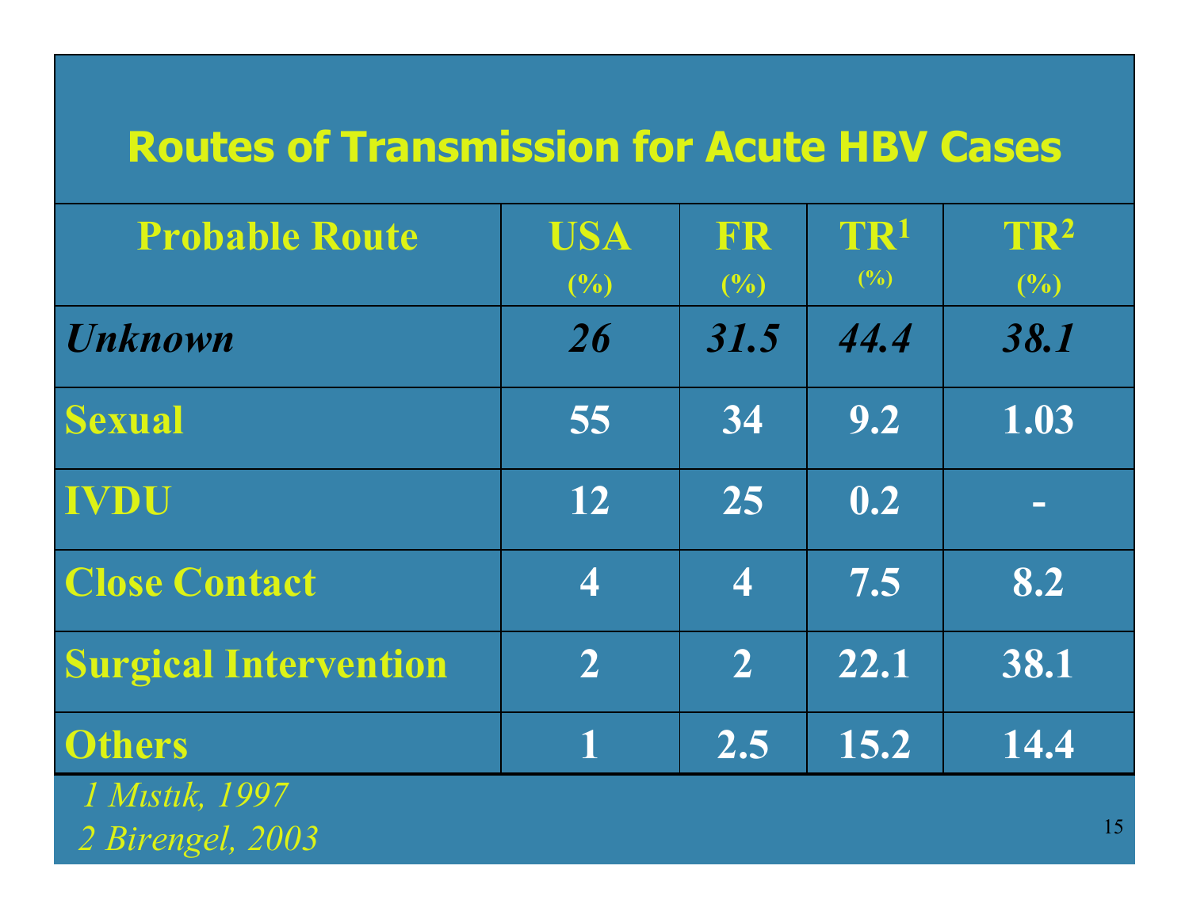# Routes of Transmission for Acute HBV Cases

| Probable Route | USA (%) | FR (%) | TR[1] (%) | TR[2] (%) |
|---|---|---|---|---|
| ***Unknown*** | ***26*** | ***31.5*** | ***44.4*** | ***38.1*** |
| **Sexual** | **55** | **34** | **9.2** | **1.03** |
| **IVDU** | **12** | **25** | **0.2** | **-** |
| **Close Contact** | **4** | **4** | **7.5** | **8.2** |
| **Surgical Intervention** | **2** | **2** | **22.1** | **38.1** |
| **Others** | **1** | **2.5** | **15.2** | **14.4** |

*1 Mıstık, 1997*

*2 Birengel, 2003*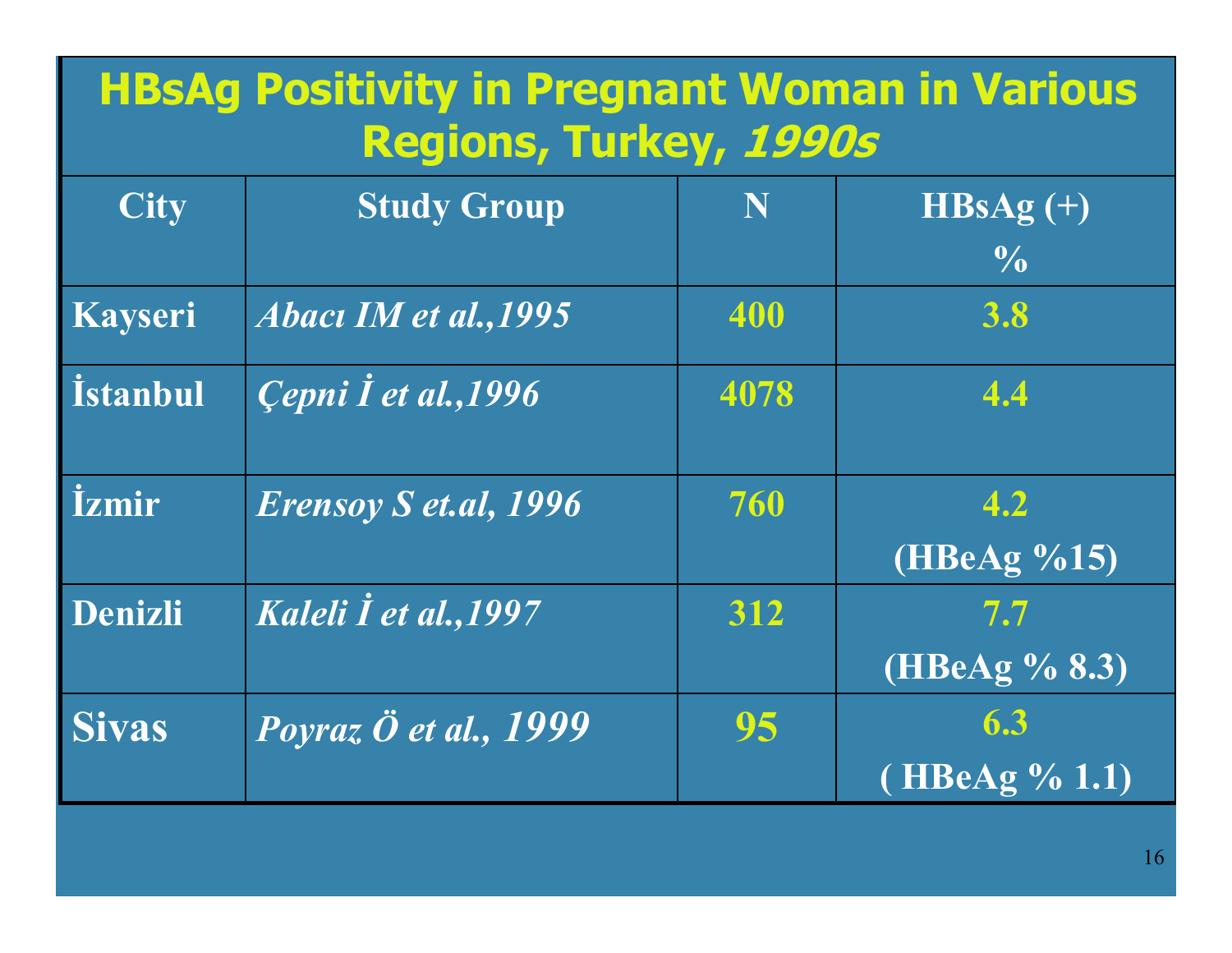# HBsAg Positivity in Pregnant Woman in Various Regions, Turkey, *1990s*

| City | Study Group | N | HBsAg (+) % |
|---|---|---|---|
| Kayseri | *Abacı IM et al.,1995* | 400 | 3.8 |
| İstanbul | *Çepni İ et al.,1996* | 4078 | 4.4 |
| İzmir | *Erensoy S et.al, 1996* | 760 | 4.2 (HBeAg %15) |
| Denizli | *Kaleli İ et al.,1997* | 312 | 7.7 (HBeAg % 8.3) |
| Sivas | *Poyraz Ö et al., 1999* | 95 | 6.3 ( HBeAg % 1.1) |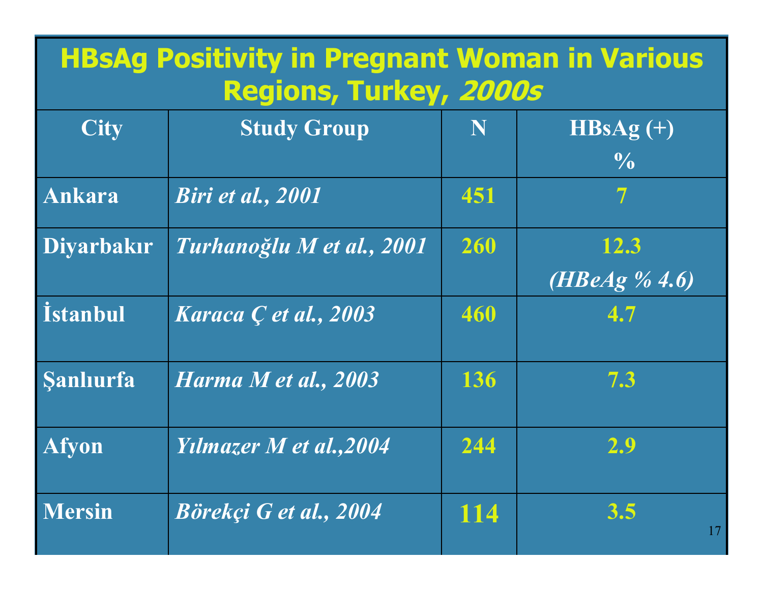# HBsAg Positivity in Pregnant Woman in Various Regions, Turkey, *2000s*

| City | Study Group | N | HBsAg (+) % |
|---|---|---|---|
| Ankara | *Biri et al., 2001* | 451 | 7 |
| Diyarbakır | *Turhanoğlu M et al., 2001* | 260 | 12.3 *(HBeAg % 4.6)* |
| İstanbul | *Karaca Ç et al., 2003* | 460 | 4.7 |
| Şanlıurfa | *Harma M et al., 2003* | 136 | 7.3 |
| Afyon | *Yılmazer M et al.,2004* | 244 | 2.9 |
| Mersin | *Börekçi G et al., 2004* | 114 | 3.5 |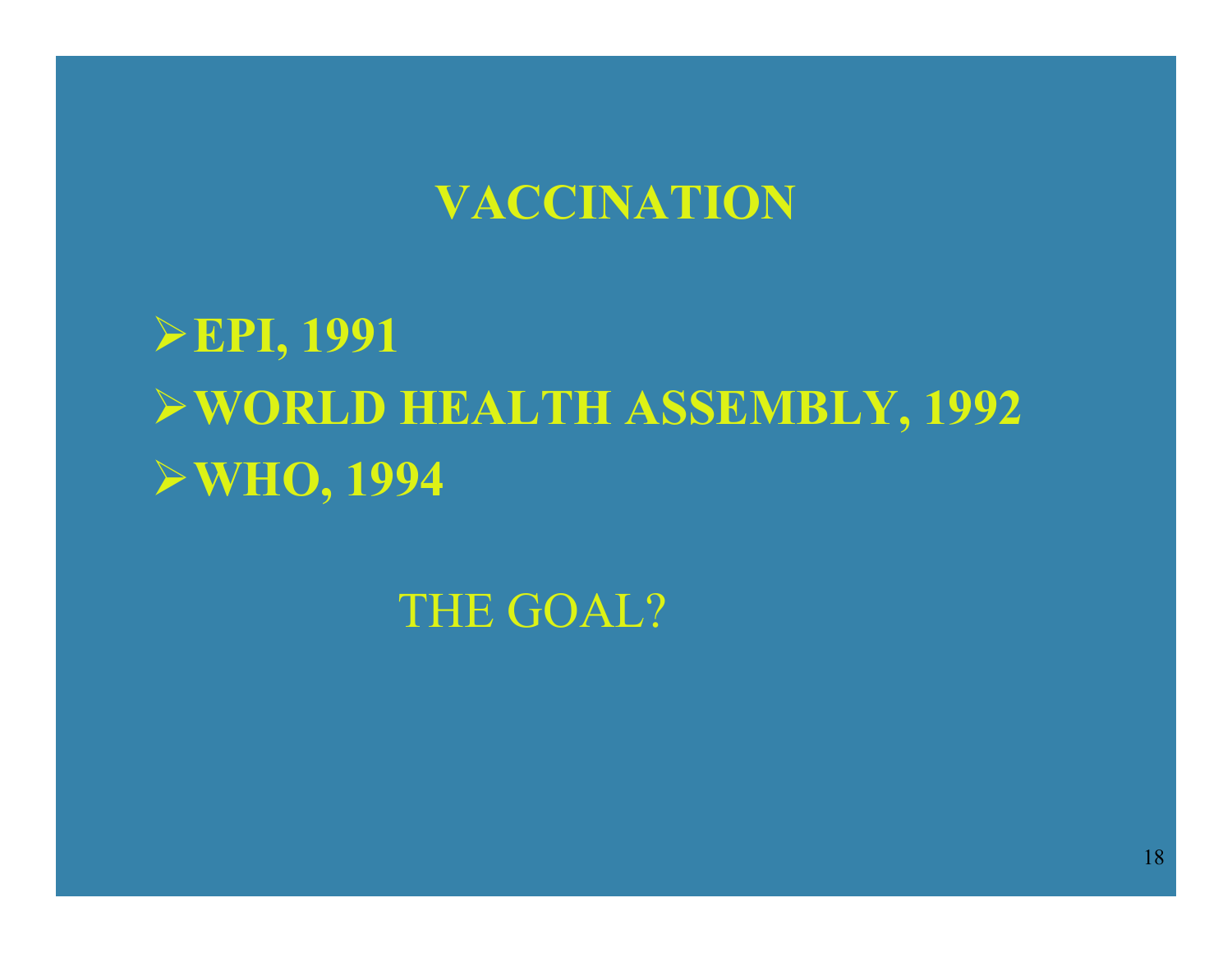# VACCINATION

- **EPI, 1991**
- **WORLD HEALTH ASSEMBLY, 1992**
- **WHO, 1994**

THE GOAL?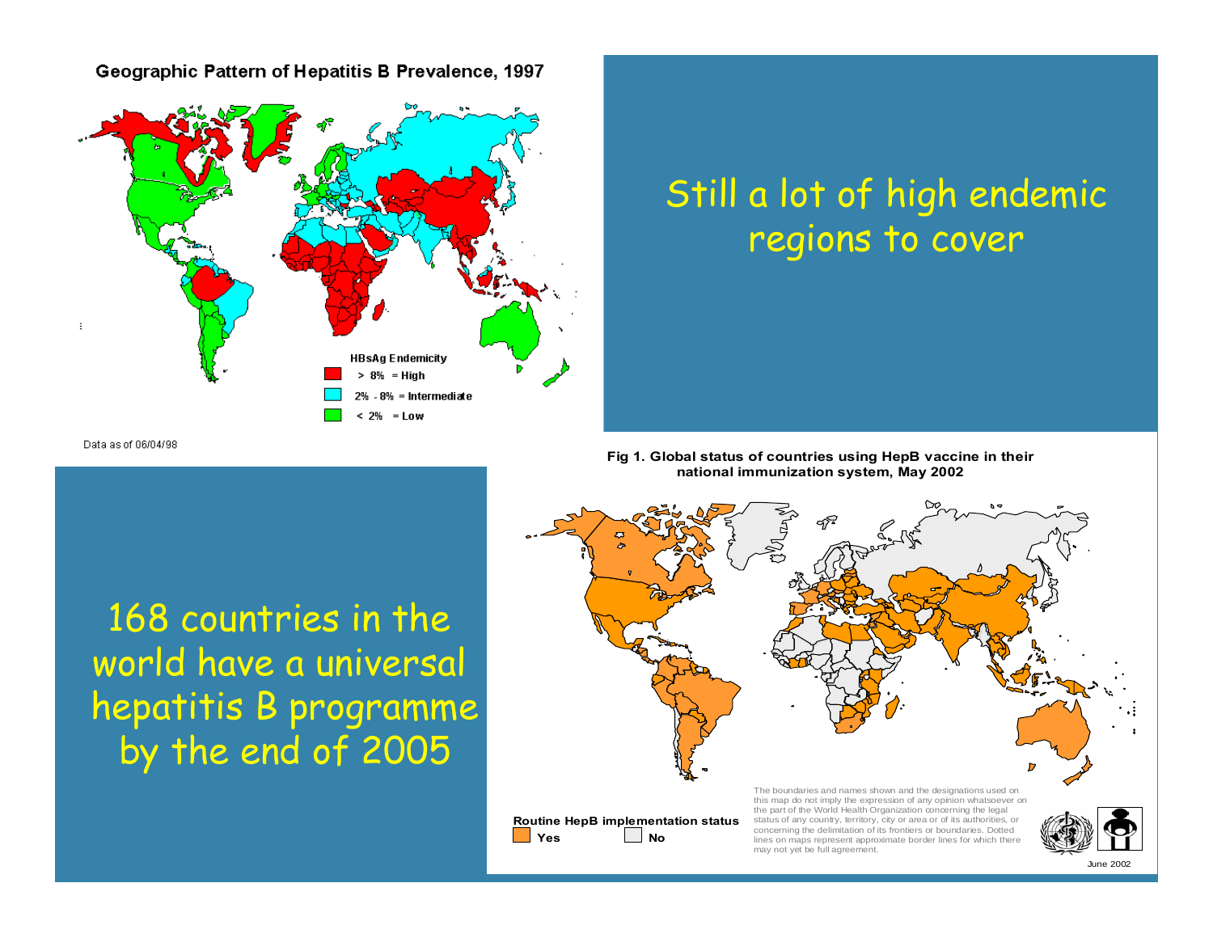**Geographic Pattern of Hepatitis B Prevalence, 1997**

HBsAg Endemicity

- > 8% = High
- 2% - 8% = Intermediate
- < 2% = Low

Data as of 06/04/98

Still a lot of high endemic regions to cover

**Fig 1. Global status of countries using HepB vaccine in their national immunization system, May 2002**

Routine HepB implementation status

- Yes
- No

The boundaries and names shown and the designations used on this map do not imply the expression of any opinion whatsoever on the part of the World Health Organization concerning the legal status of any country, territory, city or area or of its authorities, or concerning the delimitation of its frontiers or boundaries. Dotted lines on maps represent approximate border lines for which there may not yet be full agreement.

June 2002

168 countries in the world have a universal hepatitis B programme by the end of 2005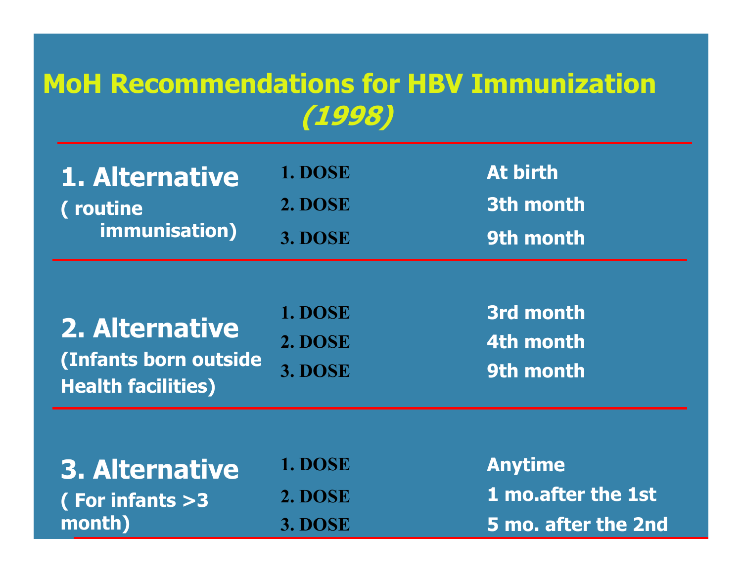# MoH Recommendations for HBV Immunization *(1998)*

| Alternative | Dose | Timing |
|---|---|---|
| **1. Alternative** ( routine immunisation) | 1. DOSE | At birth |
| | 2. DOSE | 3th month |
| | 3. DOSE | 9th month |
| **2. Alternative** (Infants born outside Health facilities) | 1. DOSE | 3rd month |
| | 2. DOSE | 4th month |
| | 3. DOSE | 9th month |
| **3. Alternative** ( For infants >3 month) | 1. DOSE | Anytime |
| | 2. DOSE | 1 mo.after the 1st |
| | 3. DOSE | 5 mo. after the 2nd |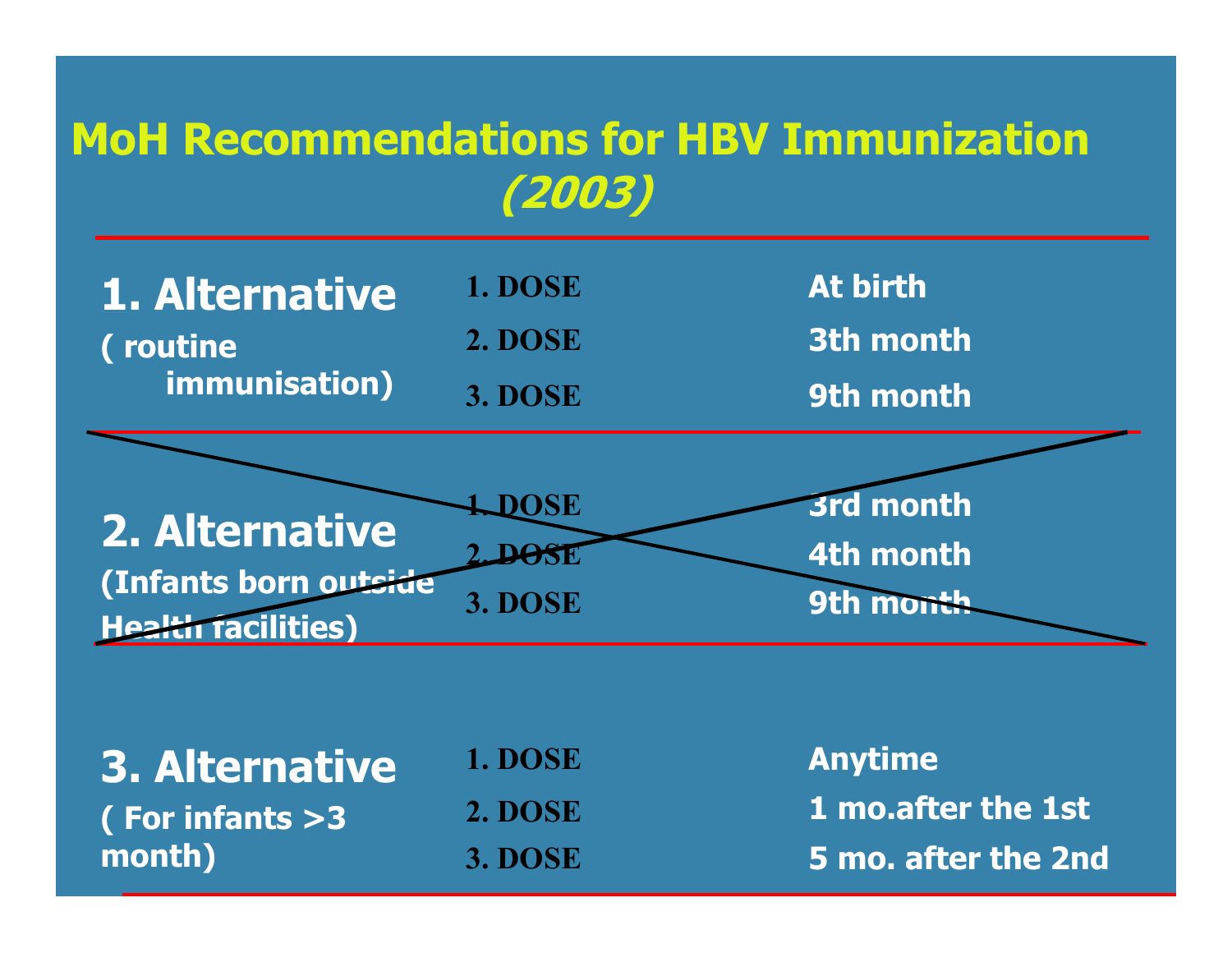# MoH Recommendations for HBV Immunization *(2003)*

| Alternative | Dose | Timing |
|---|---|---|
| **1. Alternative** ( routine immunisation) | 1. DOSE | At birth |
| | 2. DOSE | 3th month |
| | 3. DOSE | 9th month |
| ~~**2. Alternative** (Infants born outside Health facilities)~~ | ~~1. DOSE~~ | ~~3rd month~~ |
| | ~~2. DOSE~~ | ~~4th month~~ |
| | ~~3. DOSE~~ | ~~9th month~~ |
| **3. Alternative** ( For infants >3 month) | 1. DOSE | Anytime |
| | 2. DOSE | 1 mo.after the 1st |
| | 3. DOSE | 5 mo. after the 2nd |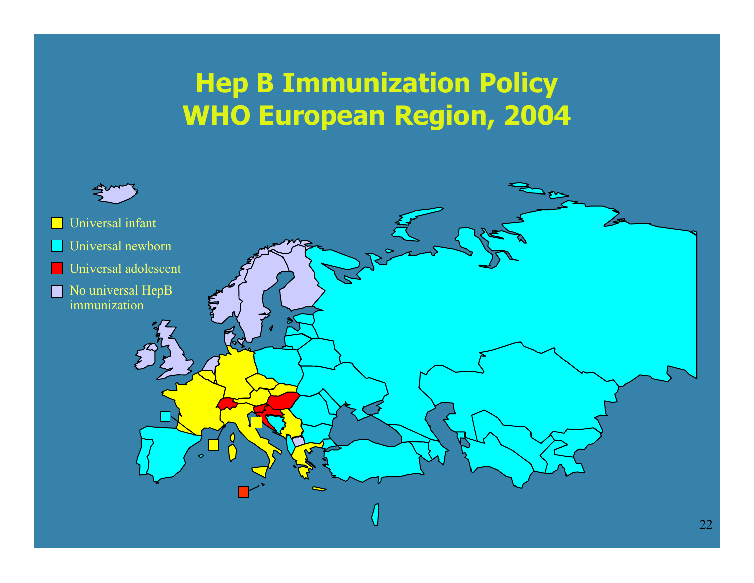# Hep B Immunization Policy
# WHO European Region, 2004

- Universal infant
- Universal newborn
- Universal adolescent
- No universal HepB immunization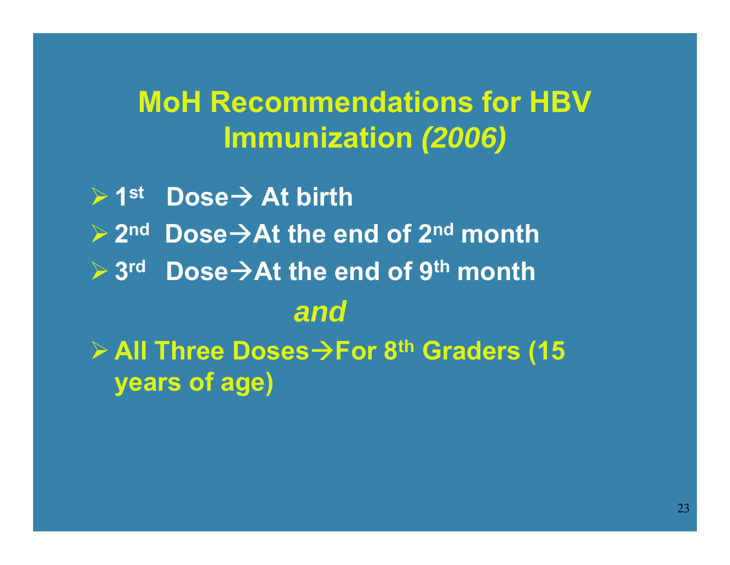# MoH Recommendations for HBV Immunization *(2006)*

- **1st Dose → At birth**
- **2nd Dose → At the end of 2nd month**
- **3rd Dose → At the end of 9th month**

***and***

- **All Three Doses → For 8th Graders (15 years of age)**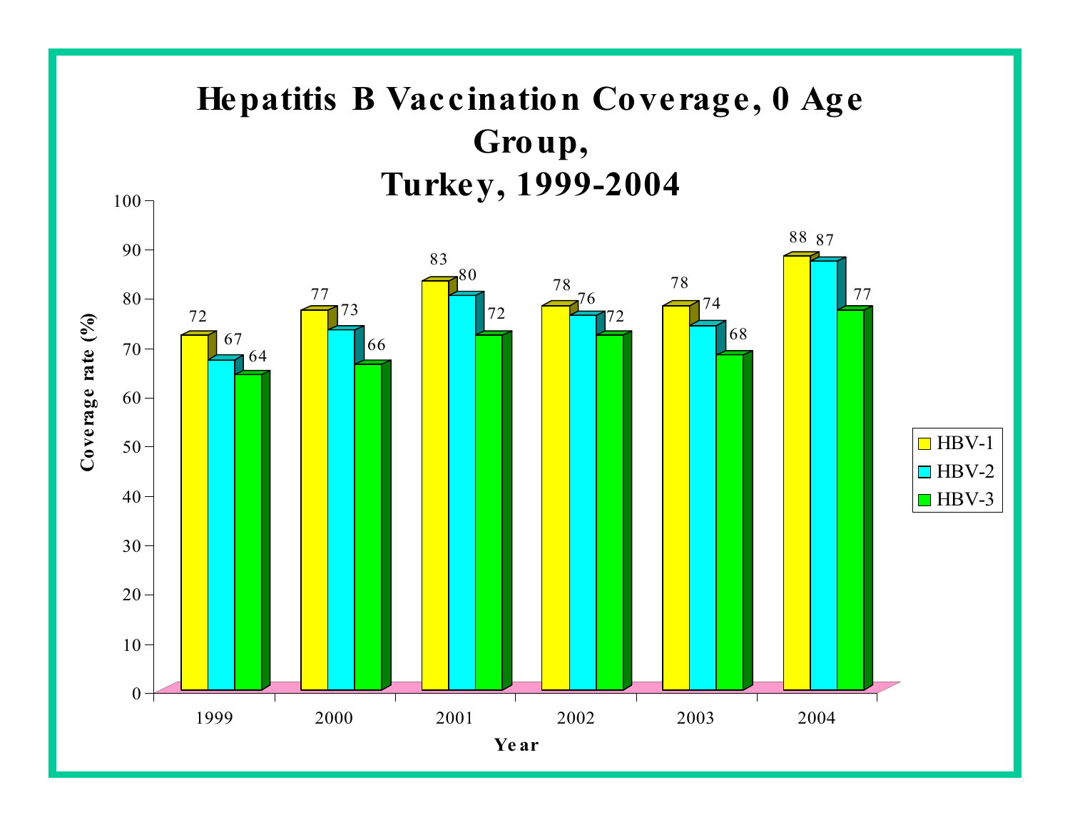# Hepatitis B Vaccination Coverage, 0 Age Group, Turkey, 1999-2004

| Year | HBV-1 | HBV-2 | HBV-3 |
|---|---|---|---|
| 1999 | 72 | 67 | 64 |
| 2000 | 77 | 73 | 66 |
| 2001 | 83 | 80 | 72 |
| 2002 | 78 | 76 | 72 |
| 2003 | 78 | 74 | 68 |
| 2004 | 88 | 87 | 77 |

Coverage rate (%)

Year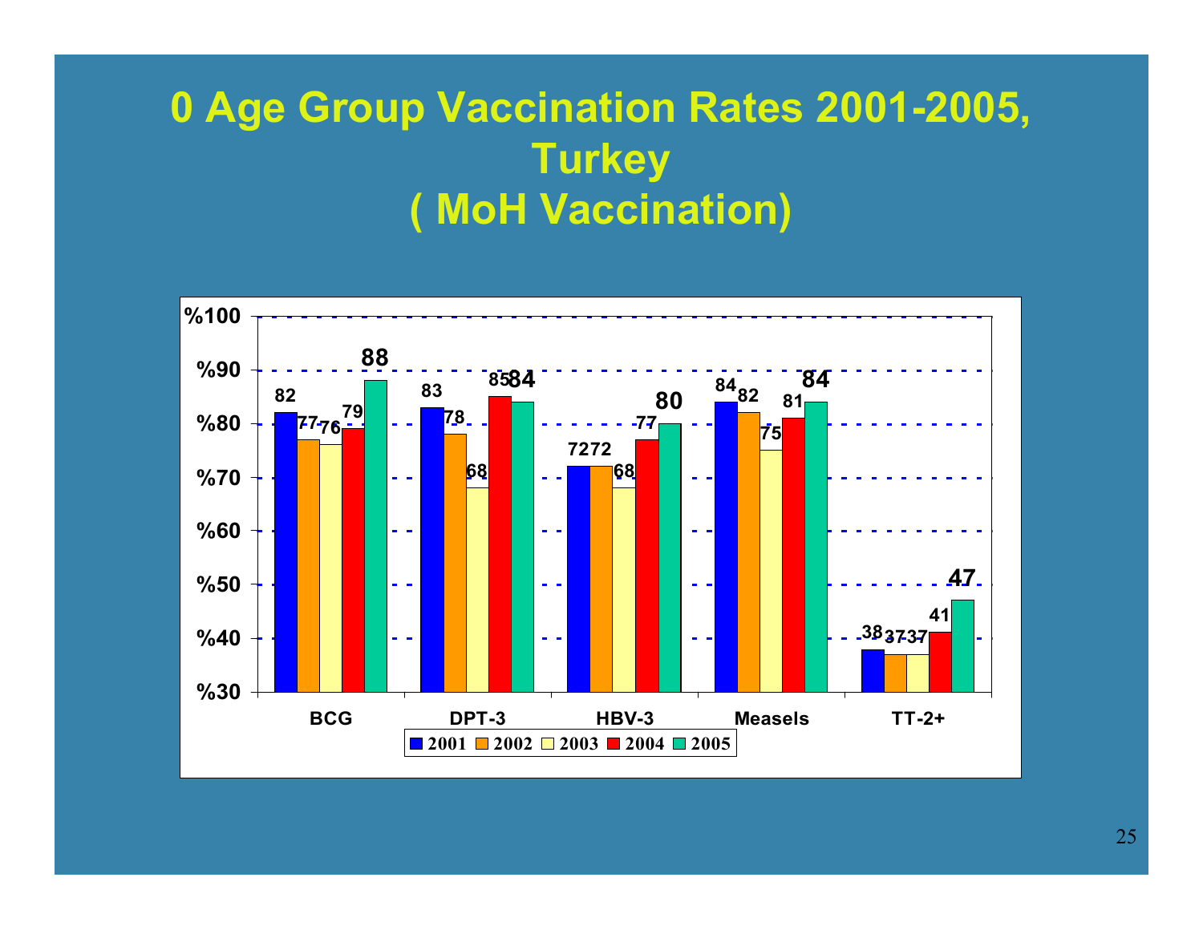# 0 Age Group Vaccination Rates 2001-2005, Turkey ( MoH Vaccination)

| | 2001 | 2002 | 2003 | 2004 | 2005 |
|---|---|---|---|---|---|
| BCG | 82 | 77 | 76 | 79 | 88 |
| DPT-3 | 83 | 78 | 68 | 85 | 84 |
| HBV-3 | 72 | 72 | 68 | 77 | 80 |
| Measels | 84 | 82 | 75 | 81 | 84 |
| TT-2+ | 38 | 37 | 37 | 41 | 47 |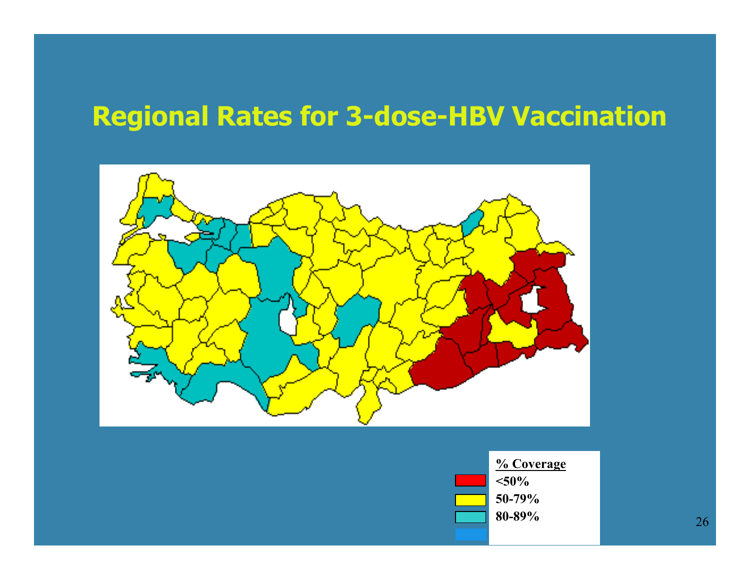# Regional Rates for 3-dose-HBV Vaccination

**% Coverage**

- <50%
- 50-79%
- 80-89%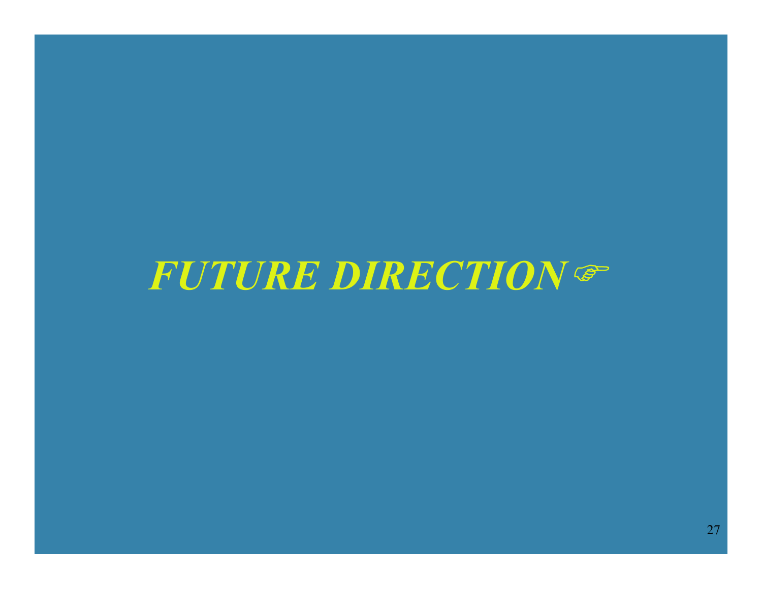# *FUTURE DIRECTION* ☞